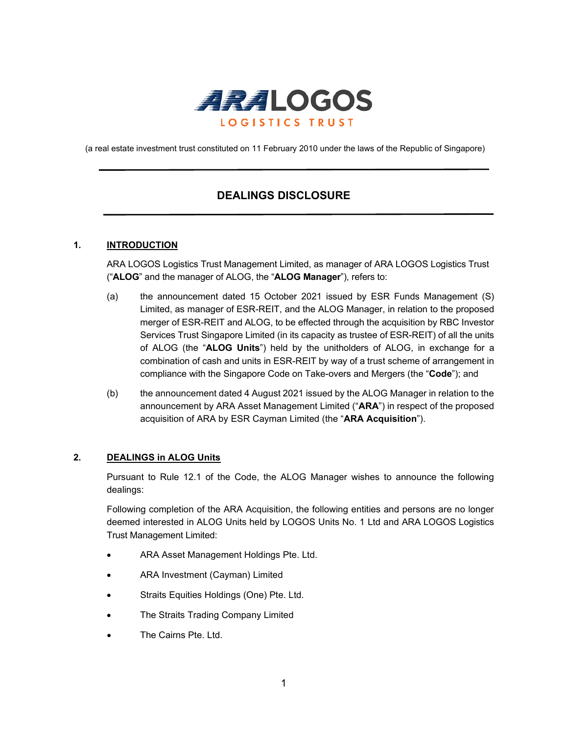ARA LOGOS LOGISTICS TRUST

(a real estate investment trust constituted on 11 February 2010 under the laws of the Republic of Singapore)

# DEALINGS DISCLOSURE

## 1. INTRODUCTION

ARA LOGOS Logistics Trust Management Limited, as manager of ARA LOGOS Logistics Trust ("**ALOG**" and the manager of ALOG, the "**ALOG Manager**"), refers to:

(a) the announcement dated 15 October 2021 issued by ESR Funds Management (S) Limited, as manager of ESR-REIT, and the ALOG Manager, in relation to the proposed merger of ESR-REIT and ALOG, to be effected through the acquisition by RBC Investor Services Trust Singapore Limited (in its capacity as trustee of ESR-REIT) of all the units of ALOG (the "**ALOG Units**") held by the unitholders of ALOG, in exchange for a combination of cash and units in ESR-REIT by way of a trust scheme of arrangement in compliance with the Singapore Code on Take-overs and Mergers (the "**Code**"); and

(b) the announcement dated 4 August 2021 issued by the ALOG Manager in relation to the announcement by ARA Asset Management Limited ("**ARA**") in respect of the proposed acquisition of ARA by ESR Cayman Limited (the "**ARA Acquisition**").

## 2. DEALINGS in ALOG Units

Pursuant to Rule 12.1 of the Code, the ALOG Manager wishes to announce the following dealings:

Following completion of the ARA Acquisition, the following entities and persons are no longer deemed interested in ALOG Units held by LOGOS Units No. 1 Ltd and ARA LOGOS Logistics Trust Management Limited:

- ARA Asset Management Holdings Pte. Ltd.
- ARA Investment (Cayman) Limited
- Straits Equities Holdings (One) Pte. Ltd.
- The Straits Trading Company Limited
- The Cairns Pte. Ltd.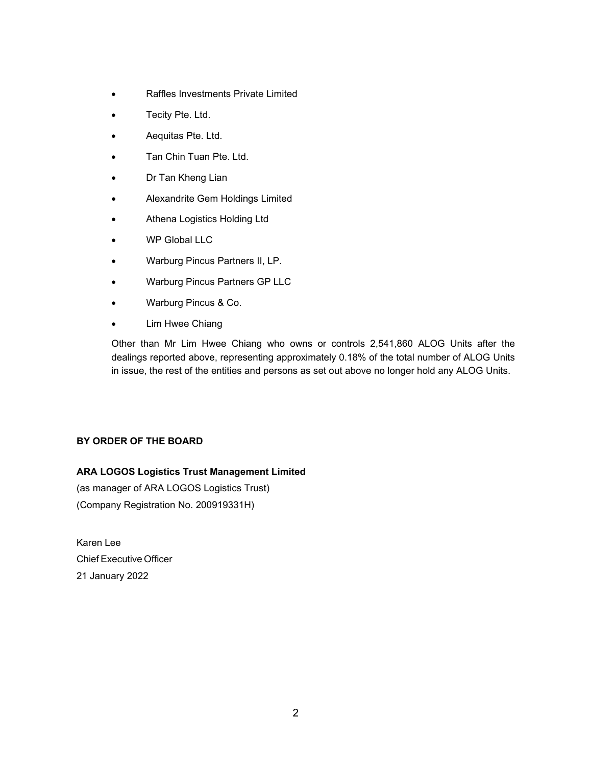- Raffles Investments Private Limited
- Tecity Pte. Ltd.
- Aequitas Pte. Ltd.
- Tan Chin Tuan Pte. Ltd.
- Dr Tan Kheng Lian
- Alexandrite Gem Holdings Limited
- Athena Logistics Holding Ltd
- WP Global LLC
- Warburg Pincus Partners II, LP.
- Warburg Pincus Partners GP LLC
- Warburg Pincus & Co.
- Lim Hwee Chiang

Other than Mr Lim Hwee Chiang who owns or controls 2,541,860 ALOG Units after the dealings reported above, representing approximately 0.18% of the total number of ALOG Units in issue, the rest of the entities and persons as set out above no longer hold any ALOG Units.

**BY ORDER OF THE BOARD**

**ARA LOGOS Logistics Trust Management Limited**
(as manager of ARA LOGOS Logistics Trust)
(Company Registration No. 200919331H)

Karen Lee
Chief Executive Officer
21 January 2022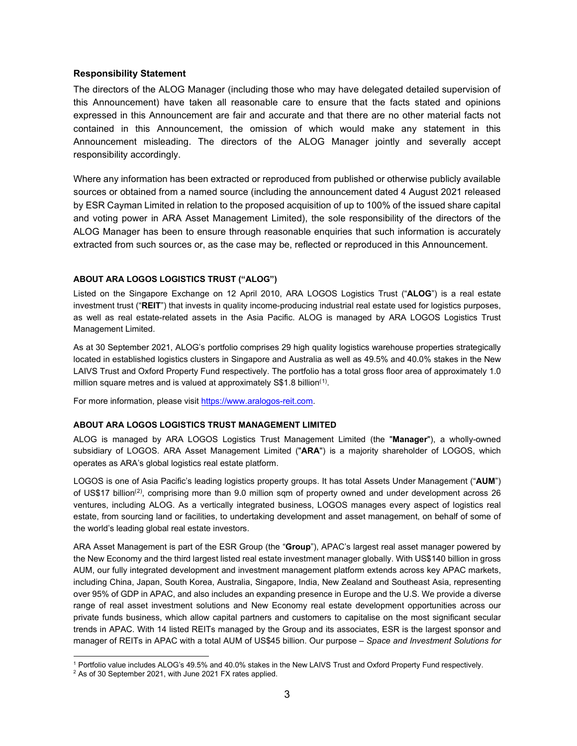**Responsibility Statement**

The directors of the ALOG Manager (including those who may have delegated detailed supervision of this Announcement) have taken all reasonable care to ensure that the facts stated and opinions expressed in this Announcement are fair and accurate and that there are no other material facts not contained in this Announcement, the omission of which would make any statement in this Announcement misleading. The directors of the ALOG Manager jointly and severally accept responsibility accordingly.

Where any information has been extracted or reproduced from published or otherwise publicly available sources or obtained from a named source (including the announcement dated 4 August 2021 released by ESR Cayman Limited in relation to the proposed acquisition of up to 100% of the issued share capital and voting power in ARA Asset Management Limited), the sole responsibility of the directors of the ALOG Manager has been to ensure through reasonable enquiries that such information is accurately extracted from such sources or, as the case may be, reflected or reproduced in this Announcement.

**ABOUT ARA LOGOS LOGISTICS TRUST ("ALOG")**

Listed on the Singapore Exchange on 12 April 2010, ARA LOGOS Logistics Trust ("**ALOG**") is a real estate investment trust ("**REIT**") that invests in quality income-producing industrial real estate used for logistics purposes, as well as real estate-related assets in the Asia Pacific. ALOG is managed by ARA LOGOS Logistics Trust Management Limited.

As at 30 September 2021, ALOG's portfolio comprises 29 high quality logistics warehouse properties strategically located in established logistics clusters in Singapore and Australia as well as 49.5% and 40.0% stakes in the New LAIVS Trust and Oxford Property Fund respectively. The portfolio has a total gross floor area of approximately 1.0 million square metres and is valued at approximately S$1.8 billion[1].

For more information, please visit https://www.aralogos-reit.com.

**ABOUT ARA LOGOS LOGISTICS TRUST MANAGEMENT LIMITED**

ALOG is managed by ARA LOGOS Logistics Trust Management Limited (the "**Manager**"), a wholly-owned subsidiary of LOGOS. ARA Asset Management Limited ("**ARA**") is a majority shareholder of LOGOS, which operates as ARA's global logistics real estate platform.

LOGOS is one of Asia Pacific's leading logistics property groups. It has total Assets Under Management ("**AUM**") of US$17 billion[2], comprising more than 9.0 million sqm of property owned and under development across 26 ventures, including ALOG. As a vertically integrated business, LOGOS manages every aspect of logistics real estate, from sourcing land or facilities, to undertaking development and asset management, on behalf of some of the world's leading global real estate investors.

ARA Asset Management is part of the ESR Group (the "**Group**"), APAC's largest real asset manager powered by the New Economy and the third largest listed real estate investment manager globally. With US$140 billion in gross AUM, our fully integrated development and investment management platform extends across key APAC markets, including China, Japan, South Korea, Australia, Singapore, India, New Zealand and Southeast Asia, representing over 95% of GDP in APAC, and also includes an expanding presence in Europe and the U.S. We provide a diverse range of real asset investment solutions and New Economy real estate development opportunities across our private funds business, which allow capital partners and customers to capitalise on the most significant secular trends in APAC. With 14 listed REITs managed by the Group and its associates, ESR is the largest sponsor and manager of REITs in APAC with a total AUM of US$45 billion. Our purpose – *Space and Investment Solutions for*

[1] Portfolio value includes ALOG's 49.5% and 40.0% stakes in the New LAIVS Trust and Oxford Property Fund respectively.

[2] As of 30 September 2021, with June 2021 FX rates applied.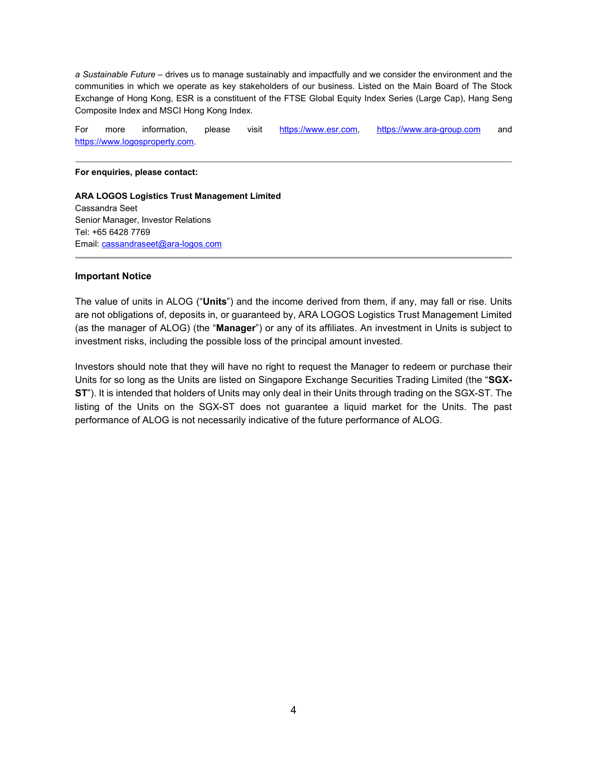*a Sustainable Future* – drives us to manage sustainably and impactfully and we consider the environment and the communities in which we operate as key stakeholders of our business. Listed on the Main Board of The Stock Exchange of Hong Kong, ESR is a constituent of the FTSE Global Equity Index Series (Large Cap), Hang Seng Composite Index and MSCI Hong Kong Index.

For more information, please visit https://www.esr.com, https://www.ara-group.com and https://www.logosproperty.com.

---

**For enquiries, please contact:**

**ARA LOGOS Logistics Trust Management Limited**
Cassandra Seet
Senior Manager, Investor Relations
Tel: +65 6428 7769
Email: cassandraseet@ara-logos.com

---

**Important Notice**

The value of units in ALOG ("**Units**") and the income derived from them, if any, may fall or rise. Units are not obligations of, deposits in, or guaranteed by, ARA LOGOS Logistics Trust Management Limited (as the manager of ALOG) (the "**Manager**") or any of its affiliates. An investment in Units is subject to investment risks, including the possible loss of the principal amount invested.

Investors should note that they will have no right to request the Manager to redeem or purchase their Units for so long as the Units are listed on Singapore Exchange Securities Trading Limited (the "**SGX-ST**"). It is intended that holders of Units may only deal in their Units through trading on the SGX-ST. The listing of the Units on the SGX-ST does not guarantee a liquid market for the Units. The past performance of ALOG is not necessarily indicative of the future performance of ALOG.